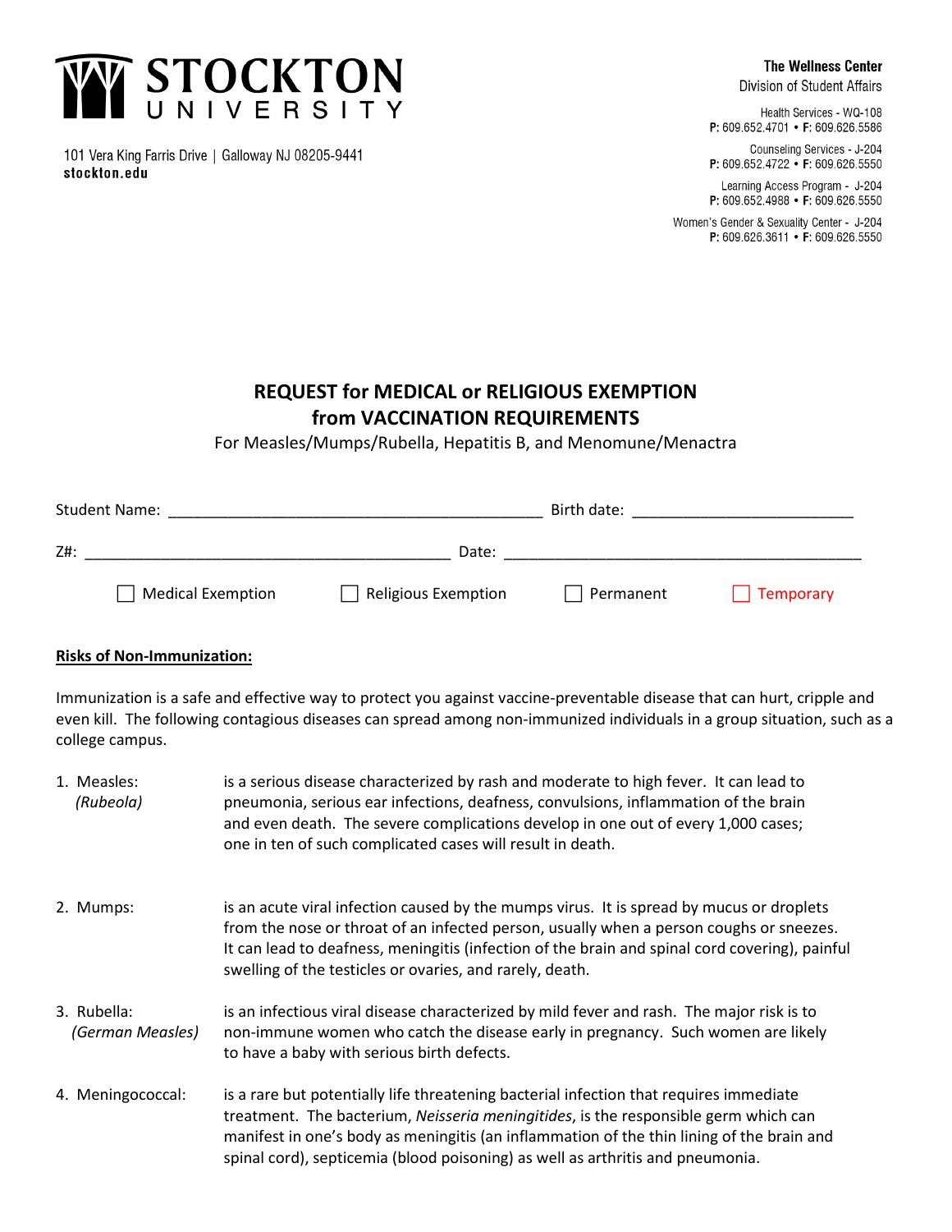# STOCKTON UNIVERSITY

101 Vera King Farris Drive | Galloway NJ 08205-9441
stockton.edu

**The Wellness Center**
Division of Student Affairs

Health Services - WQ-108
**P:** 609.652.4701 • **F:** 609.626.5586

Counseling Services - J-204
**P:** 609.652.4722 • **F:** 609.626.5550

Learning Access Program - J-204
**P:** 609.652.4988 • **F:** 609.626.5550

Women's Gender & Sexuality Center - J-204
**P:** 609.626.3611 • **F:** 609.626.5550

## REQUEST for MEDICAL or RELIGIOUS EXEMPTION from VACCINATION REQUIREMENTS

For Measles/Mumps/Rubella, Hepatitis B, and Menomune/Menactra

Student Name: ___________________________________________ Birth date: _________________________

Z#: __________________________________________ Date: __________________________________________

☐ Medical Exemption ☐ Religious Exemption ☐ Permanent ☐ Temporary

**Risks of Non-Immunization:**

Immunization is a safe and effective way to protect you against vaccine-preventable disease that can hurt, cripple and even kill. The following contagious diseases can spread among non-immunized individuals in a group situation, such as a college campus.

1. Measles: *(Rubeola)* — is a serious disease characterized by rash and moderate to high fever. It can lead to pneumonia, serious ear infections, deafness, convulsions, inflammation of the brain and even death. The severe complications develop in one out of every 1,000 cases; one in ten of such complicated cases will result in death.

2. Mumps: — is an acute viral infection caused by the mumps virus. It is spread by mucus or droplets from the nose or throat of an infected person, usually when a person coughs or sneezes. It can lead to deafness, meningitis (infection of the brain and spinal cord covering), painful swelling of the testicles or ovaries, and rarely, death.

3. Rubella: *(German Measles)* — is an infectious viral disease characterized by mild fever and rash. The major risk is to non-immune women who catch the disease early in pregnancy. Such women are likely to have a baby with serious birth defects.

4. Meningococcal: — is a rare but potentially life threatening bacterial infection that requires immediate treatment. The bacterium, *Neisseria meningitides*, is the responsible germ which can manifest in one's body as meningitis (an inflammation of the thin lining of the brain and spinal cord), septicemia (blood poisoning) as well as arthritis and pneumonia.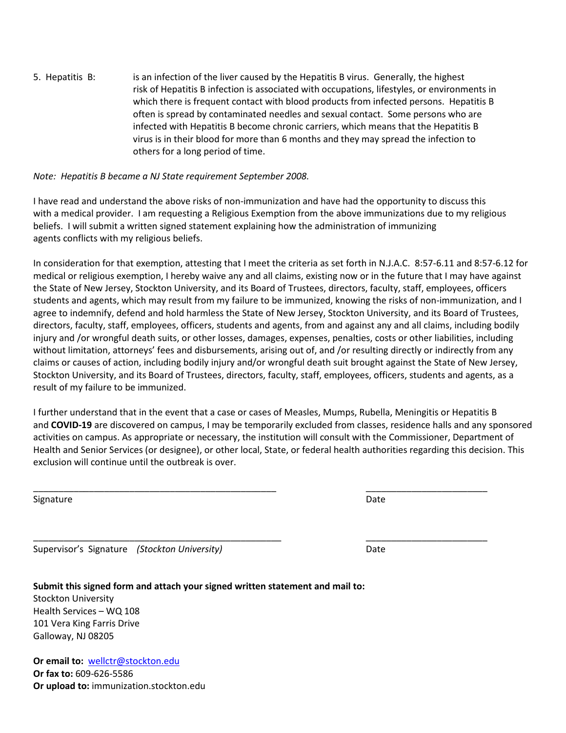5. Hepatitis B: is an infection of the liver caused by the Hepatitis B virus. Generally, the highest risk of Hepatitis B infection is associated with occupations, lifestyles, or environments in which there is frequent contact with blood products from infected persons. Hepatitis B often is spread by contaminated needles and sexual contact. Some persons who are infected with Hepatitis B become chronic carriers, which means that the Hepatitis B virus is in their blood for more than 6 months and they may spread the infection to others for a long period of time.

*Note: Hepatitis B became a NJ State requirement September 2008.*

I have read and understand the above risks of non-immunization and have had the opportunity to discuss this with a medical provider. I am requesting a Religious Exemption from the above immunizations due to my religious beliefs. I will submit a written signed statement explaining how the administration of immunizing agents conflicts with my religious beliefs.

In consideration for that exemption, attesting that I meet the criteria as set forth in N.J.A.C. 8:57-6.11 and 8:57-6.12 for medical or religious exemption, I hereby waive any and all claims, existing now or in the future that I may have against the State of New Jersey, Stockton University, and its Board of Trustees, directors, faculty, staff, employees, officers students and agents, which may result from my failure to be immunized, knowing the risks of non-immunization, and I agree to indemnify, defend and hold harmless the State of New Jersey, Stockton University, and its Board of Trustees, directors, faculty, staff, employees, officers, students and agents, from and against any and all claims, including bodily injury and /or wrongful death suits, or other losses, damages, expenses, penalties, costs or other liabilities, including without limitation, attorneys' fees and disbursements, arising out of, and /or resulting directly or indirectly from any claims or causes of action, including bodily injury and/or wrongful death suit brought against the State of New Jersey, Stockton University, and its Board of Trustees, directors, faculty, staff, employees, officers, students and agents, as a result of my failure to be immunized.

I further understand that in the event that a case or cases of Measles, Mumps, Rubella, Meningitis or Hepatitis B and **COVID-19** are discovered on campus, I may be temporarily excluded from classes, residence halls and any sponsored activities on campus. As appropriate or necessary, the institution will consult with the Commissioner, Department of Health and Senior Services (or designee), or other local, State, or federal health authorities regarding this decision. This exclusion will continue until the outbreak is over.

\_\_\_\_\_\_\_\_\_\_\_\_\_\_\_\_\_\_\_\_\_\_\_\_\_\_\_\_\_\_\_\_\_\_\_\_\_\_\_\_\_\_\_\_\_\_ \_\_\_\_\_\_\_\_\_\_\_\_\_\_\_\_\_\_\_\_\_\_\_\_

Signature Date

\_\_\_\_\_\_\_\_\_\_\_\_\_\_\_\_\_\_\_\_\_\_\_\_\_\_\_\_\_\_\_\_\_\_\_\_\_\_\_\_\_\_\_\_\_\_ \_\_\_\_\_\_\_\_\_\_\_\_\_\_\_\_\_\_\_\_\_\_\_\_

Supervisor's Signature *(Stockton University)* Date

**Submit this signed form and attach your signed written statement and mail to:**
Stockton University
Health Services – WQ 108
101 Vera King Farris Drive
Galloway, NJ 08205

**Or email to:** wellctr@stockton.edu
**Or fax to:** 609-626-5586
**Or upload to:** immunization.stockton.edu